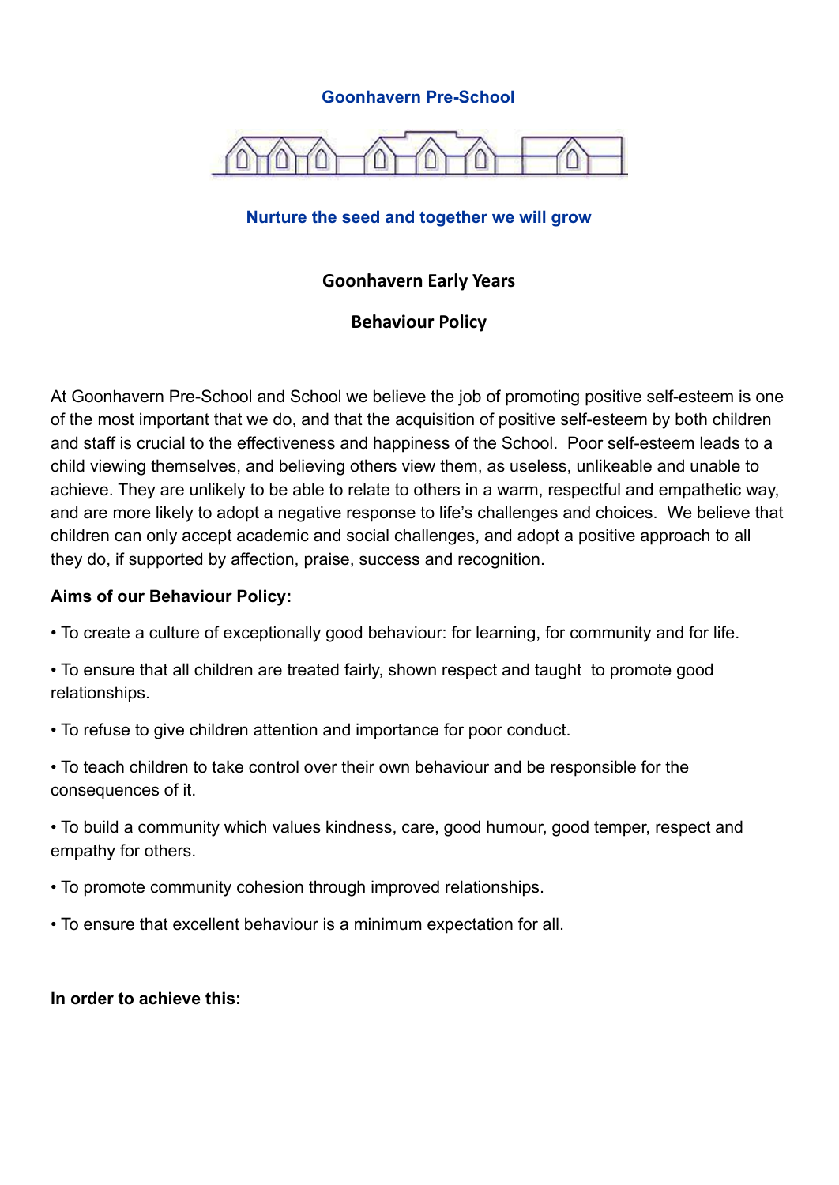**Goonhavern Pre-School**

**Nurture the seed and together we will grow**

# Goonhavern Early Years

## Behaviour Policy

At Goonhavern Pre-School and School we believe the job of promoting positive self-esteem is one of the most important that we do, and that the acquisition of positive self-esteem by both children and staff is crucial to the effectiveness and happiness of the School. Poor self-esteem leads to a child viewing themselves, and believing others view them, as useless, unlikeable and unable to achieve. They are unlikely to be able to relate to others in a warm, respectful and empathetic way, and are more likely to adopt a negative response to life's challenges and choices. We believe that children can only accept academic and social challenges, and adopt a positive approach to all they do, if supported by affection, praise, success and recognition.

**Aims of our Behaviour Policy:**

- To create a culture of exceptionally good behaviour: for learning, for community and for life.
- To ensure that all children are treated fairly, shown respect and taught to promote good relationships.
- To refuse to give children attention and importance for poor conduct.
- To teach children to take control over their own behaviour and be responsible for the consequences of it.
- To build a community which values kindness, care, good humour, good temper, respect and empathy for others.
- To promote community cohesion through improved relationships.
- To ensure that excellent behaviour is a minimum expectation for all.

**In order to achieve this:**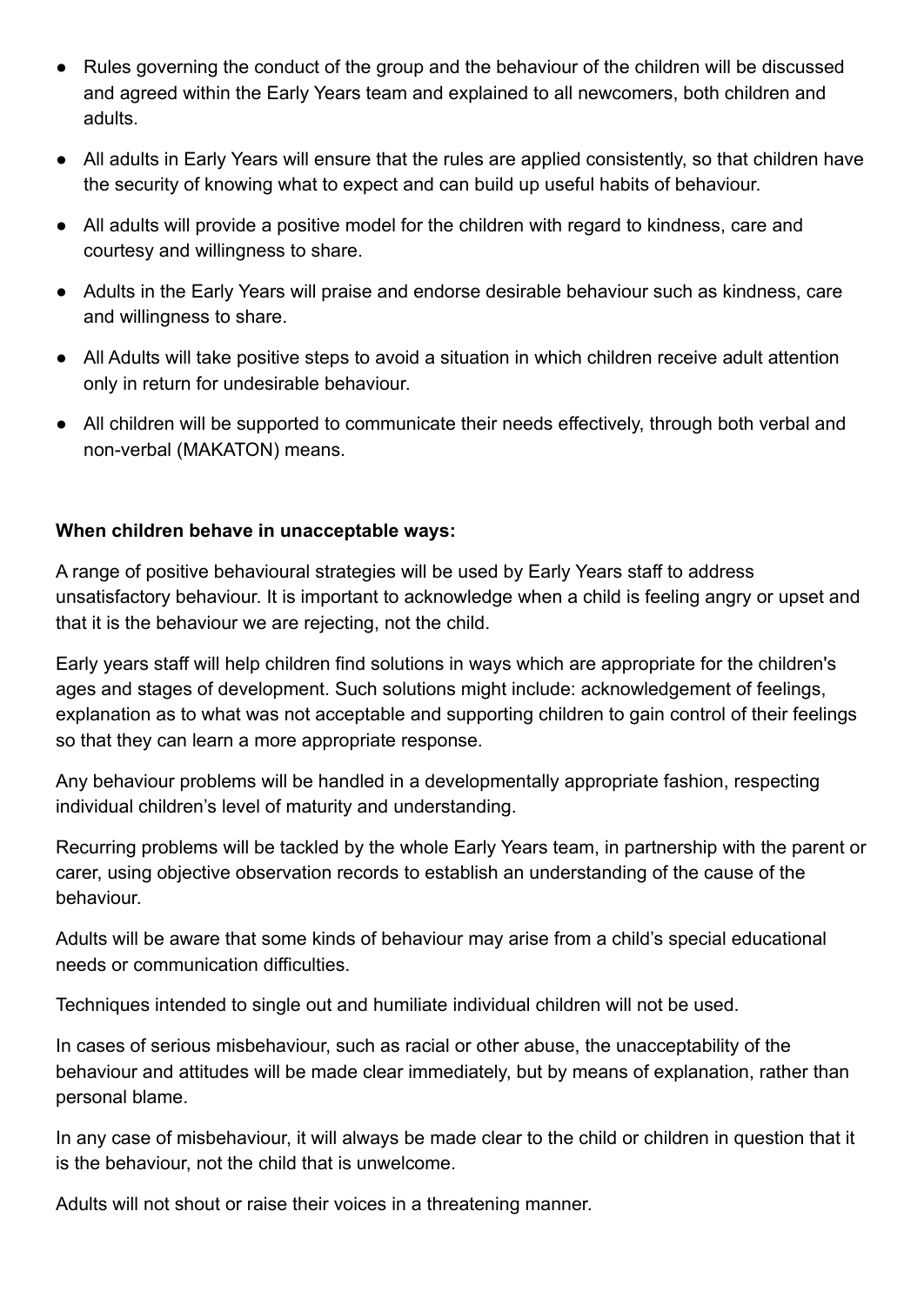- Rules governing the conduct of the group and the behaviour of the children will be discussed and agreed within the Early Years team and explained to all newcomers, both children and adults.
- All adults in Early Years will ensure that the rules are applied consistently, so that children have the security of knowing what to expect and can build up useful habits of behaviour.
- All adults will provide a positive model for the children with regard to kindness, care and courtesy and willingness to share.
- Adults in the Early Years will praise and endorse desirable behaviour such as kindness, care and willingness to share.
- All Adults will take positive steps to avoid a situation in which children receive adult attention only in return for undesirable behaviour.
- All children will be supported to communicate their needs effectively, through both verbal and non-verbal (MAKATON) means.

**When children behave in unacceptable ways:**

A range of positive behavioural strategies will be used by Early Years staff to address unsatisfactory behaviour. It is important to acknowledge when a child is feeling angry or upset and that it is the behaviour we are rejecting, not the child.

Early years staff will help children find solutions in ways which are appropriate for the children's ages and stages of development. Such solutions might include: acknowledgement of feelings, explanation as to what was not acceptable and supporting children to gain control of their feelings so that they can learn a more appropriate response.

Any behaviour problems will be handled in a developmentally appropriate fashion, respecting individual children's level of maturity and understanding.

Recurring problems will be tackled by the whole Early Years team, in partnership with the parent or carer, using objective observation records to establish an understanding of the cause of the behaviour.

Adults will be aware that some kinds of behaviour may arise from a child's special educational needs or communication difficulties.

Techniques intended to single out and humiliate individual children will not be used.

In cases of serious misbehaviour, such as racial or other abuse, the unacceptability of the behaviour and attitudes will be made clear immediately, but by means of explanation, rather than personal blame.

In any case of misbehaviour, it will always be made clear to the child or children in question that it is the behaviour, not the child that is unwelcome.

Adults will not shout or raise their voices in a threatening manner.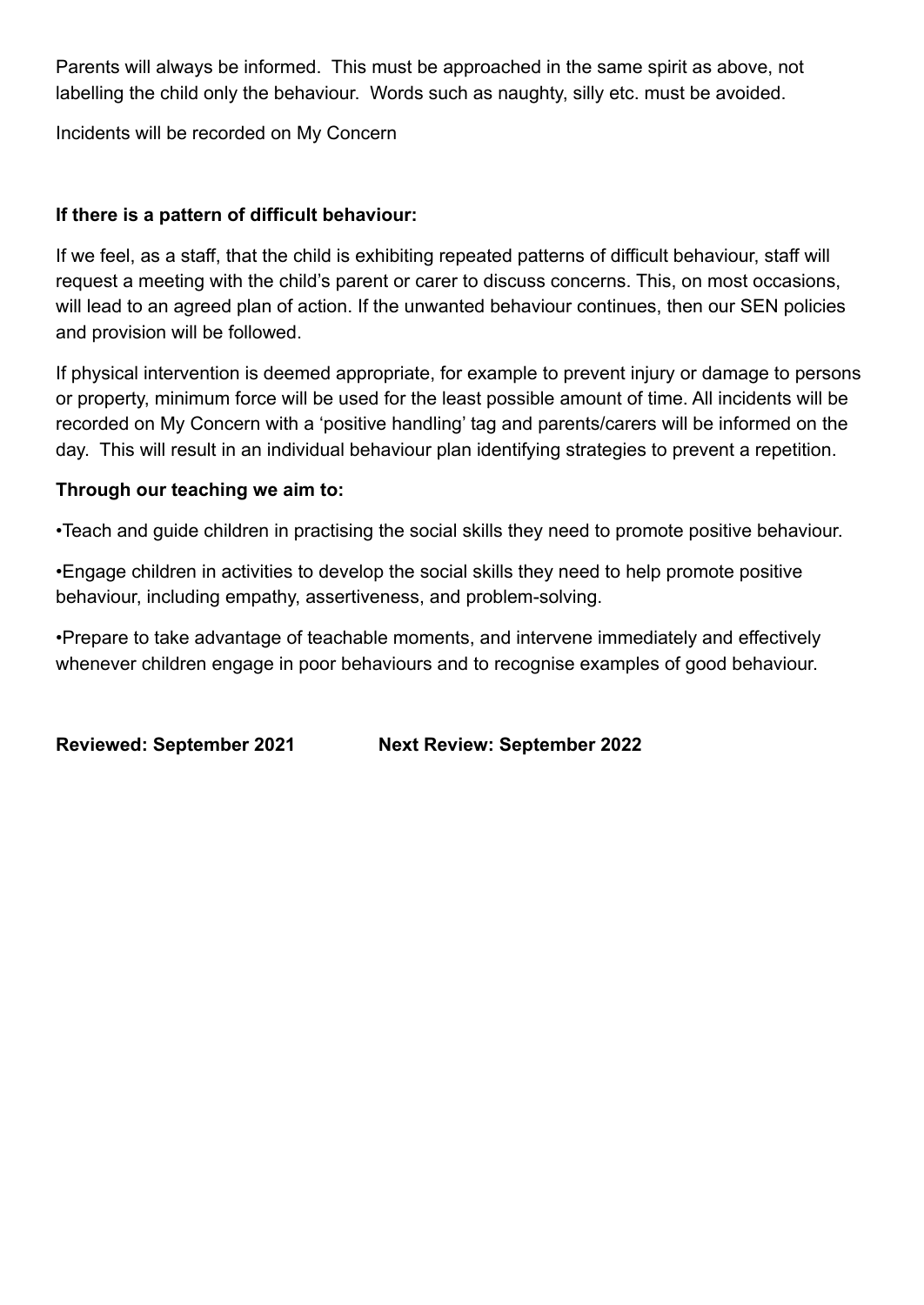Parents will always be informed. This must be approached in the same spirit as above, not labelling the child only the behaviour. Words such as naughty, silly etc. must be avoided.

Incidents will be recorded on My Concern

**If there is a pattern of difficult behaviour:**

If we feel, as a staff, that the child is exhibiting repeated patterns of difficult behaviour, staff will request a meeting with the child's parent or carer to discuss concerns. This, on most occasions, will lead to an agreed plan of action. If the unwanted behaviour continues, then our SEN policies and provision will be followed.

If physical intervention is deemed appropriate, for example to prevent injury or damage to persons or property, minimum force will be used for the least possible amount of time. All incidents will be recorded on My Concern with a 'positive handling' tag and parents/carers will be informed on the day. This will result in an individual behaviour plan identifying strategies to prevent a repetition.

**Through our teaching we aim to:**

•Teach and guide children in practising the social skills they need to promote positive behaviour.

•Engage children in activities to develop the social skills they need to help promote positive behaviour, including empathy, assertiveness, and problem-solving.

•Prepare to take advantage of teachable moments, and intervene immediately and effectively whenever children engage in poor behaviours and to recognise examples of good behaviour.

**Reviewed: September 2021** **Next Review: September 2022**